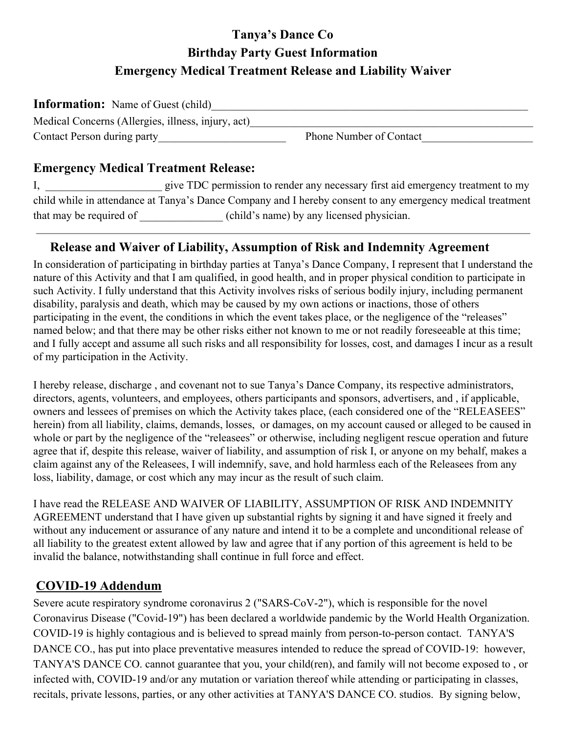# Tanya's Dance Co
## Birthday Party Guest Information
## Emergency Medical Treatment Release and Liability Waiver

**Information:** Name of Guest (child)______________________________________________________________

Medical Concerns (Allergies, illness, injury, act)________________________________________________

Contact Person during party________________________ Phone Number of Contact____________________

### Emergency Medical Treatment Release:

I, _____________________ give TDC permission to render any necessary first aid emergency treatment to my child while in attendance at Tanya's Dance Company and I hereby consent to any emergency medical treatment that may be required of _______________ (child's name) by any licensed physician.

---

### Release and Waiver of Liability, Assumption of Risk and Indemnity Agreement

In consideration of participating in birthday parties at Tanya's Dance Company, I represent that I understand the nature of this Activity and that I am qualified, in good health, and in proper physical condition to participate in such Activity. I fully understand that this Activity involves risks of serious bodily injury, including permanent disability, paralysis and death, which may be caused by my own actions or inactions, those of others participating in the event, the conditions in which the event takes place, or the negligence of the "releases" named below; and that there may be other risks either not known to me or not readily foreseeable at this time; and I fully accept and assume all such risks and all responsibility for losses, cost, and damages I incur as a result of my participation in the Activity.

I hereby release, discharge , and covenant not to sue Tanya's Dance Company, its respective administrators, directors, agents, volunteers, and employees, others participants and sponsors, advertisers, and , if applicable, owners and lessees of premises on which the Activity takes place, (each considered one of the "RELEASEES" herein) from all liability, claims, demands, losses, or damages, on my account caused or alleged to be caused in whole or part by the negligence of the "releasees" or otherwise, including negligent rescue operation and future agree that if, despite this release, waiver of liability, and assumption of risk I, or anyone on my behalf, makes a claim against any of the Releasees, I will indemnify, save, and hold harmless each of the Releasees from any loss, liability, damage, or cost which any may incur as the result of such claim.

I have read the RELEASE AND WAIVER OF LIABILITY, ASSUMPTION OF RISK AND INDEMNITY AGREEMENT understand that I have given up substantial rights by signing it and have signed it freely and without any inducement or assurance of any nature and intend it to be a complete and unconditional release of all liability to the greatest extent allowed by law and agree that if any portion of this agreement is held to be invalid the balance, notwithstanding shall continue in full force and effect.

## COVID-19 Addendum

Severe acute respiratory syndrome coronavirus 2 ("SARS-CoV-2"), which is responsible for the novel Coronavirus Disease ("Covid-19") has been declared a worldwide pandemic by the World Health Organization. COVID-19 is highly contagious and is believed to spread mainly from person-to-person contact. TANYA'S DANCE CO., has put into place preventative measures intended to reduce the spread of COVID-19: however, TANYA'S DANCE CO. cannot guarantee that you, your child(ren), and family will not become exposed to , or infected with, COVID-19 and/or any mutation or variation thereof while attending or participating in classes, recitals, private lessons, parties, or any other activities at TANYA'S DANCE CO. studios. By signing below,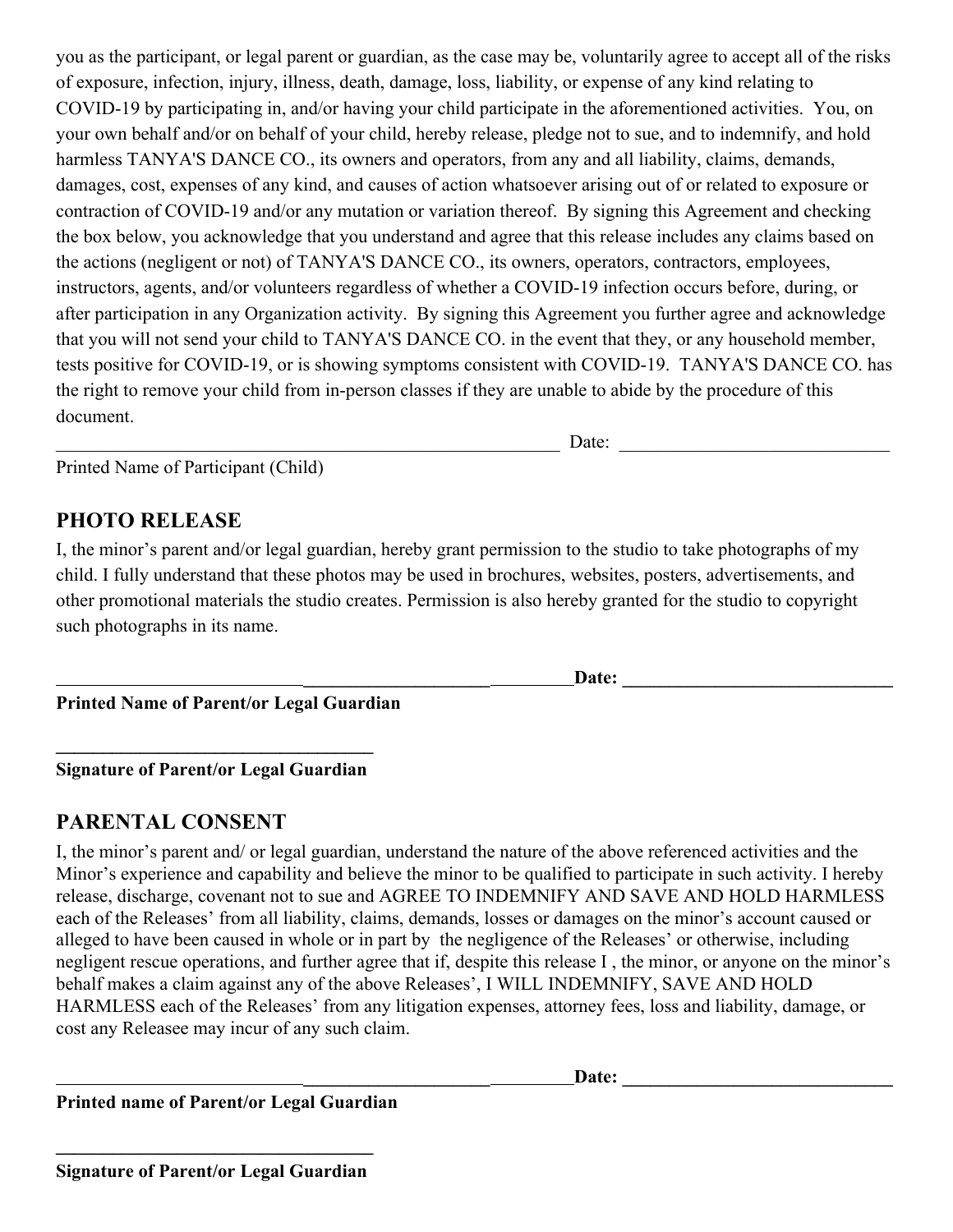you as the participant, or legal parent or guardian, as the case may be, voluntarily agree to accept all of the risks of exposure, infection, injury, illness, death, damage, loss, liability, or expense of any kind relating to COVID-19 by participating in, and/or having your child participate in the aforementioned activities. You, on your own behalf and/or on behalf of your child, hereby release, pledge not to sue, and to indemnify, and hold harmless TANYA'S DANCE CO., its owners and operators, from any and all liability, claims, demands, damages, cost, expenses of any kind, and causes of action whatsoever arising out of or related to exposure or contraction of COVID-19 and/or any mutation or variation thereof. By signing this Agreement and checking the box below, you acknowledge that you understand and agree that this release includes any claims based on the actions (negligent or not) of TANYA'S DANCE CO., its owners, operators, contractors, employees, instructors, agents, and/or volunteers regardless of whether a COVID-19 infection occurs before, during, or after participation in any Organization activity. By signing this Agreement you further agree and acknowledge that you will not send your child to TANYA'S DANCE CO. in the event that they, or any household member, tests positive for COVID-19, or is showing symptoms consistent with COVID-19. TANYA'S DANCE CO. has the right to remove your child from in-person classes if they are unable to abide by the procedure of this document.

_______________________________________________________ Date: ___________________________

Printed Name of Participant (Child)

## PHOTO RELEASE

I, the minor's parent and/or legal guardian, hereby grant permission to the studio to take photographs of my child. I fully understand that these photos may be used in brochures, websites, posters, advertisements, and other promotional materials the studio creates. Permission is also hereby granted for the studio to copyright such photographs in its name.

_______________________________________________________ **Date:** ___________________________

**Printed Name of Parent/or Legal Guardian**

___________________________________

**Signature of Parent/or Legal Guardian**

## PARENTAL CONSENT

I, the minor's parent and/ or legal guardian, understand the nature of the above referenced activities and the Minor's experience and capability and believe the minor to be qualified to participate in such activity. I hereby release, discharge, covenant not to sue and AGREE TO INDEMNIFY AND SAVE AND HOLD HARMLESS each of the Releases' from all liability, claims, demands, losses or damages on the minor's account caused or alleged to have been caused in whole or in part by the negligence of the Releases' or otherwise, including negligent rescue operations, and further agree that if, despite this release I , the minor, or anyone on the minor's behalf makes a claim against any of the above Releases', I WILL INDEMNIFY, SAVE AND HOLD HARMLESS each of the Releases' from any litigation expenses, attorney fees, loss and liability, damage, or cost any Releasee may incur of any such claim.

_______________________________________________________ **Date:** ___________________________

**Printed name of Parent/or Legal Guardian**

___________________________________

**Signature of Parent/or Legal Guardian**